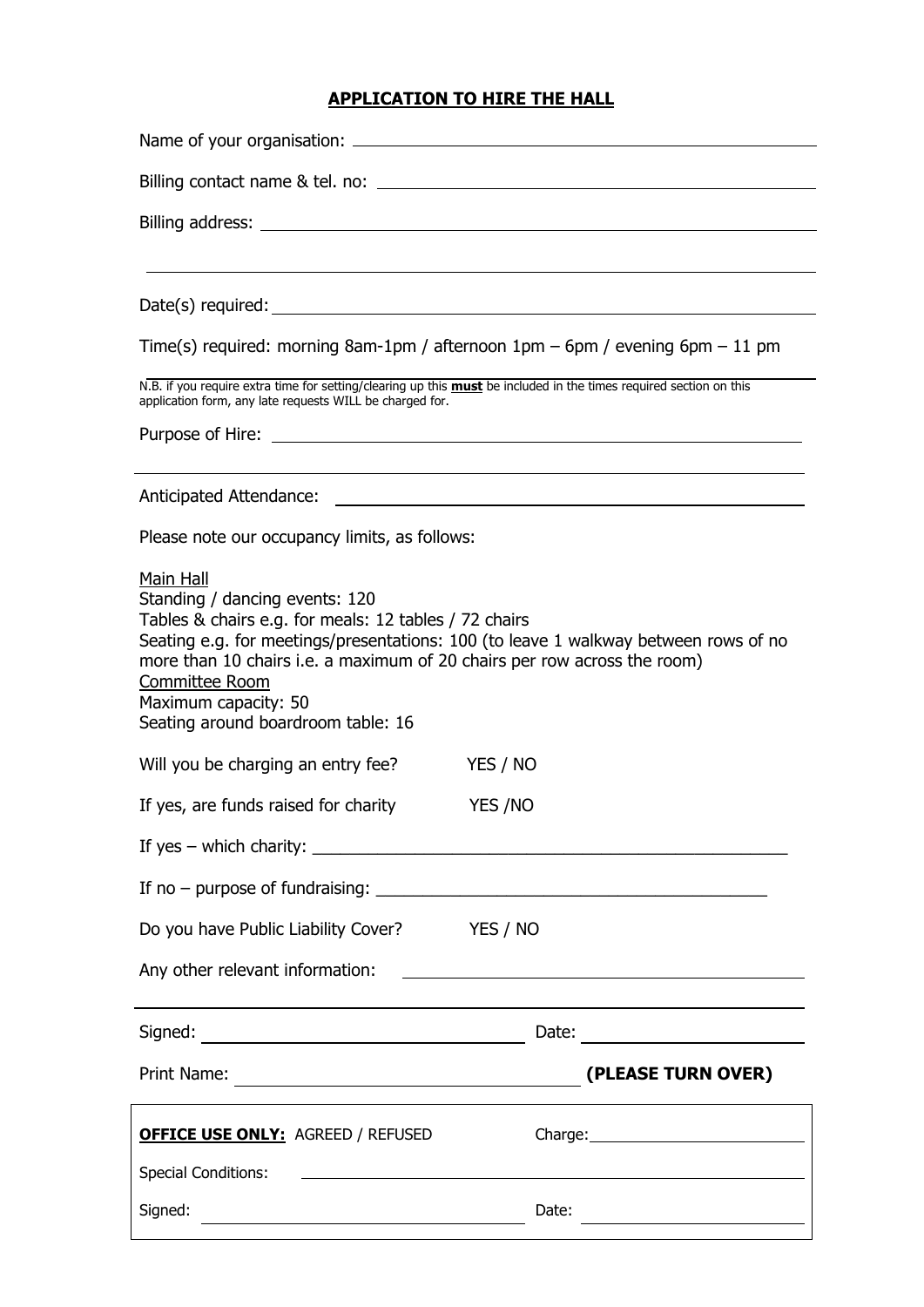# APPLICATION TO HIRE THE HALL

Name of your organisation: \_\_\_\_\_\_\_\_\_\_\_\_\_\_\_\_\_\_\_\_\_\_\_\_\_\_\_\_\_\_\_\_\_\_\_\_\_\_\_\_

Billing contact name & tel. no: \_\_\_\_\_\_\_\_\_\_\_\_\_\_\_\_\_\_\_\_\_\_\_\_\_\_\_\_\_\_\_\_\_\_\_\_\_\_\_\_

Billing address: \_\_\_\_\_\_\_\_\_\_\_\_\_\_\_\_\_\_\_\_\_\_\_\_\_\_\_\_\_\_\_\_\_\_\_\_\_\_\_\_

\_\_\_\_\_\_\_\_\_\_\_\_\_\_\_\_\_\_\_\_\_\_\_\_\_\_\_\_\_\_\_\_\_\_\_\_\_\_\_\_

Date(s) required: \_\_\_\_\_\_\_\_\_\_\_\_\_\_\_\_\_\_\_\_\_\_\_\_\_\_\_\_\_\_\_\_\_\_\_\_\_\_\_\_

Time(s) required: morning 8am-1pm / afternoon 1pm – 6pm / evening 6pm – 11 pm

N.B. if you require extra time for setting/clearing up this **must** be included in the times required section on this application form, any late requests WILL be charged for.

Purpose of Hire: \_\_\_\_\_\_\_\_\_\_\_\_\_\_\_\_\_\_\_\_\_\_\_\_\_\_\_\_\_\_\_\_\_\_\_\_\_\_\_\_

\_\_\_\_\_\_\_\_\_\_\_\_\_\_\_\_\_\_\_\_\_\_\_\_\_\_\_\_\_\_\_\_\_\_\_\_\_\_\_\_

Anticipated Attendance: \_\_\_\_\_\_\_\_\_\_\_\_\_\_\_\_\_\_\_\_\_\_\_\_\_\_\_\_\_\_\_\_\_\_\_\_\_\_\_\_

Please note our occupancy limits, as follows:

Main Hall
Standing / dancing events: 120
Tables & chairs e.g. for meals: 12 tables / 72 chairs
Seating e.g. for meetings/presentations: 100 (to leave 1 walkway between rows of no more than 10 chairs i.e. a maximum of 20 chairs per row across the room)
Committee Room
Maximum capacity: 50
Seating around boardroom table: 16

Will you be charging an entry fee? YES / NO

If yes, are funds raised for charity YES /NO

If yes – which charity: \_\_\_\_\_\_\_\_\_\_\_\_\_\_\_\_\_\_\_\_\_\_\_\_\_\_\_\_\_\_\_\_\_\_\_\_\_\_\_\_

If no – purpose of fundraising: \_\_\_\_\_\_\_\_\_\_\_\_\_\_\_\_\_\_\_\_\_\_\_\_\_\_\_\_\_\_\_\_\_\_\_\_\_\_\_\_

Do you have Public Liability Cover? YES / NO

Any other relevant information: \_\_\_\_\_\_\_\_\_\_\_\_\_\_\_\_\_\_\_\_\_\_\_\_\_\_\_\_\_\_\_\_\_\_\_\_\_\_\_\_

\_\_\_\_\_\_\_\_\_\_\_\_\_\_\_\_\_\_\_\_\_\_\_\_\_\_\_\_\_\_\_\_\_\_\_\_\_\_\_\_

Signed: \_\_\_\_\_\_\_\_\_\_\_\_\_\_\_\_\_\_\_\_ Date: \_\_\_\_\_\_\_\_\_\_\_\_\_\_\_\_\_\_\_\_

Print Name: \_\_\_\_\_\_\_\_\_\_\_\_\_\_\_\_\_\_\_\_ **(PLEASE TURN OVER)**

**OFFICE USE ONLY:** AGREED / REFUSED Charge: \_\_\_\_\_\_\_\_\_\_\_\_\_\_\_\_\_\_\_\_

Special Conditions: \_\_\_\_\_\_\_\_\_\_\_\_\_\_\_\_\_\_\_\_\_\_\_\_\_\_\_\_\_\_\_\_\_\_\_\_\_\_\_\_

Signed: \_\_\_\_\_\_\_\_\_\_\_\_\_\_\_\_\_\_\_\_ Date: \_\_\_\_\_\_\_\_\_\_\_\_\_\_\_\_\_\_\_\_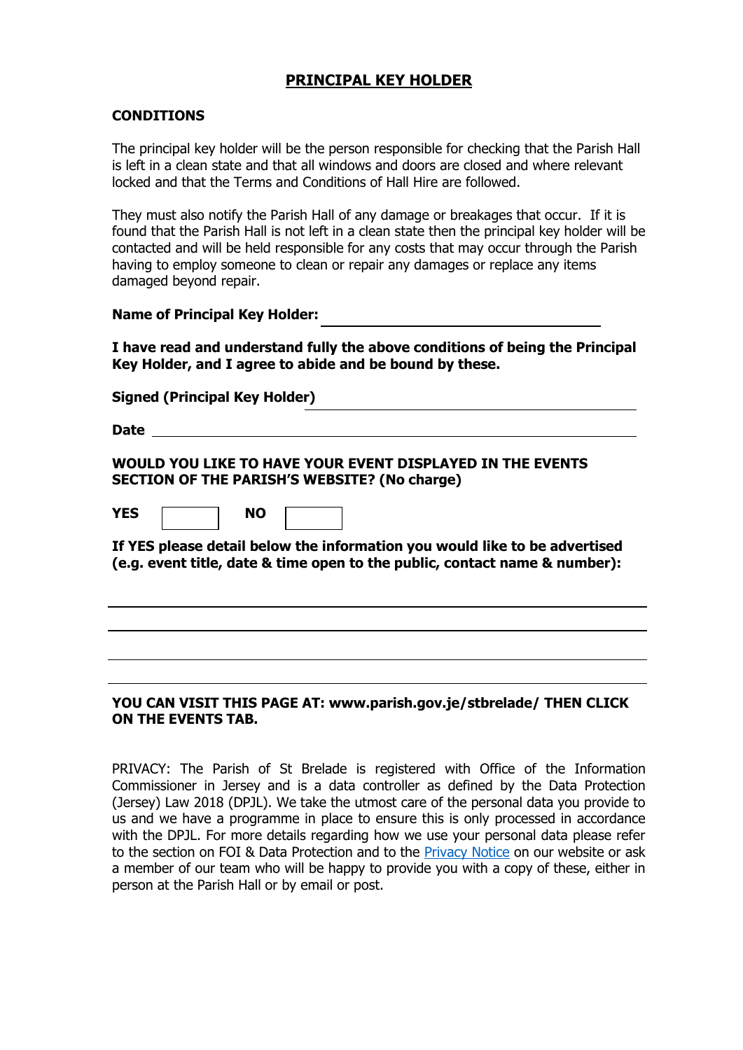# PRINCIPAL KEY HOLDER

**CONDITIONS**

The principal key holder will be the person responsible for checking that the Parish Hall is left in a clean state and that all windows and doors are closed and where relevant locked and that the Terms and Conditions of Hall Hire are followed.

They must also notify the Parish Hall of any damage or breakages that occur. If it is found that the Parish Hall is not left in a clean state then the principal key holder will be contacted and will be held responsible for any costs that may occur through the Parish having to employ someone to clean or repair any damages or replace any items damaged beyond repair.

**Name of Principal Key Holder:** ______________________________

**I have read and understand fully the above conditions of being the Principal Key Holder, and I agree to abide and be bound by these.**

**Signed (Principal Key Holder)** ______________________________

**Date** ______________________________

**WOULD YOU LIKE TO HAVE YOUR EVENT DISPLAYED IN THE EVENTS SECTION OF THE PARISH'S WEBSITE? (No charge)**

**YES** ☐ **NO** ☐

**If YES please detail below the information you would like to be advertised (e.g. event title, date & time open to the public, contact name & number):**

______________________________

______________________________

______________________________

______________________________

**YOU CAN VISIT THIS PAGE AT: www.parish.gov.je/stbrelade/ THEN CLICK ON THE EVENTS TAB.**

PRIVACY: The Parish of St Brelade is registered with Office of the Information Commissioner in Jersey and is a data controller as defined by the Data Protection (Jersey) Law 2018 (DPJL). We take the utmost care of the personal data you provide to us and we have a programme in place to ensure this is only processed in accordance with the DPJL. For more details regarding how we use your personal data please refer to the section on FOI & Data Protection and to the Privacy Notice on our website or ask a member of our team who will be happy to provide you with a copy of these, either in person at the Parish Hall or by email or post.